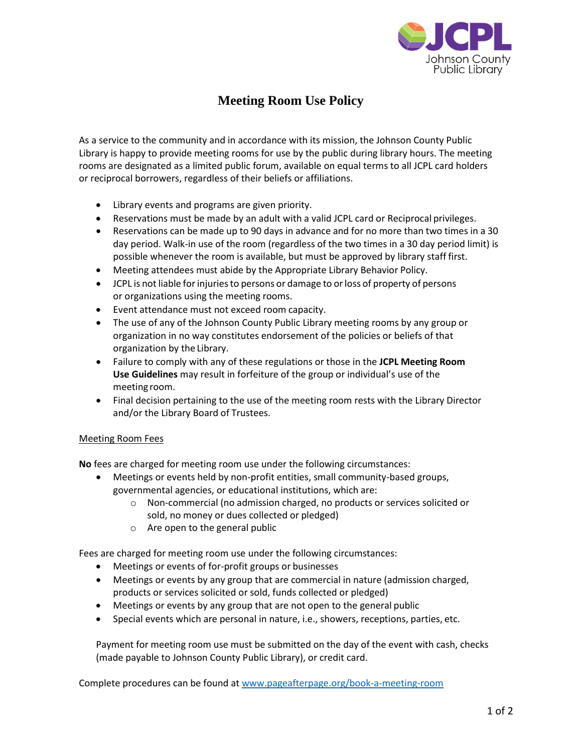JCPL
Johnson County Public Library

# Meeting Room Use Policy

As a service to the community and in accordance with its mission, the Johnson County Public Library is happy to provide meeting rooms for use by the public during library hours. The meeting rooms are designated as a limited public forum, available on equal terms to all JCPL card holders or reciprocal borrowers, regardless of their beliefs or affiliations.

- Library events and programs are given priority.
- Reservations must be made by an adult with a valid JCPL card or Reciprocal privileges.
- Reservations can be made up to 90 days in advance and for no more than two times in a 30 day period. Walk-in use of the room (regardless of the two times in a 30 day period limit) is possible whenever the room is available, but must be approved by library staff first.
- Meeting attendees must abide by the Appropriate Library Behavior Policy.
- JCPL is not liable for injuries to persons or damage to or loss of property of persons or organizations using the meeting rooms.
- Event attendance must not exceed room capacity.
- The use of any of the Johnson County Public Library meeting rooms by any group or organization in no way constitutes endorsement of the policies or beliefs of that organization by the Library.
- Failure to comply with any of these regulations or those in the **JCPL Meeting Room Use Guidelines** may result in forfeiture of the group or individual's use of the meeting room.
- Final decision pertaining to the use of the meeting room rests with the Library Director and/or the Library Board of Trustees.

## Meeting Room Fees

**No** fees are charged for meeting room use under the following circumstances:

- Meetings or events held by non-profit entities, small community-based groups, governmental agencies, or educational institutions, which are:
  - Non-commercial (no admission charged, no products or services solicited or sold, no money or dues collected or pledged)
  - Are open to the general public

Fees are charged for meeting room use under the following circumstances:

- Meetings or events of for-profit groups or businesses
- Meetings or events by any group that are commercial in nature (admission charged, products or services solicited or sold, funds collected or pledged)
- Meetings or events by any group that are not open to the general public
- Special events which are personal in nature, i.e., showers, receptions, parties, etc.

Payment for meeting room use must be submitted on the day of the event with cash, checks (made payable to Johnson County Public Library), or credit card.

Complete procedures can be found at [www.pageafterpage.org/book-a-meeting-room](www.pageafterpage.org/book-a-meeting-room)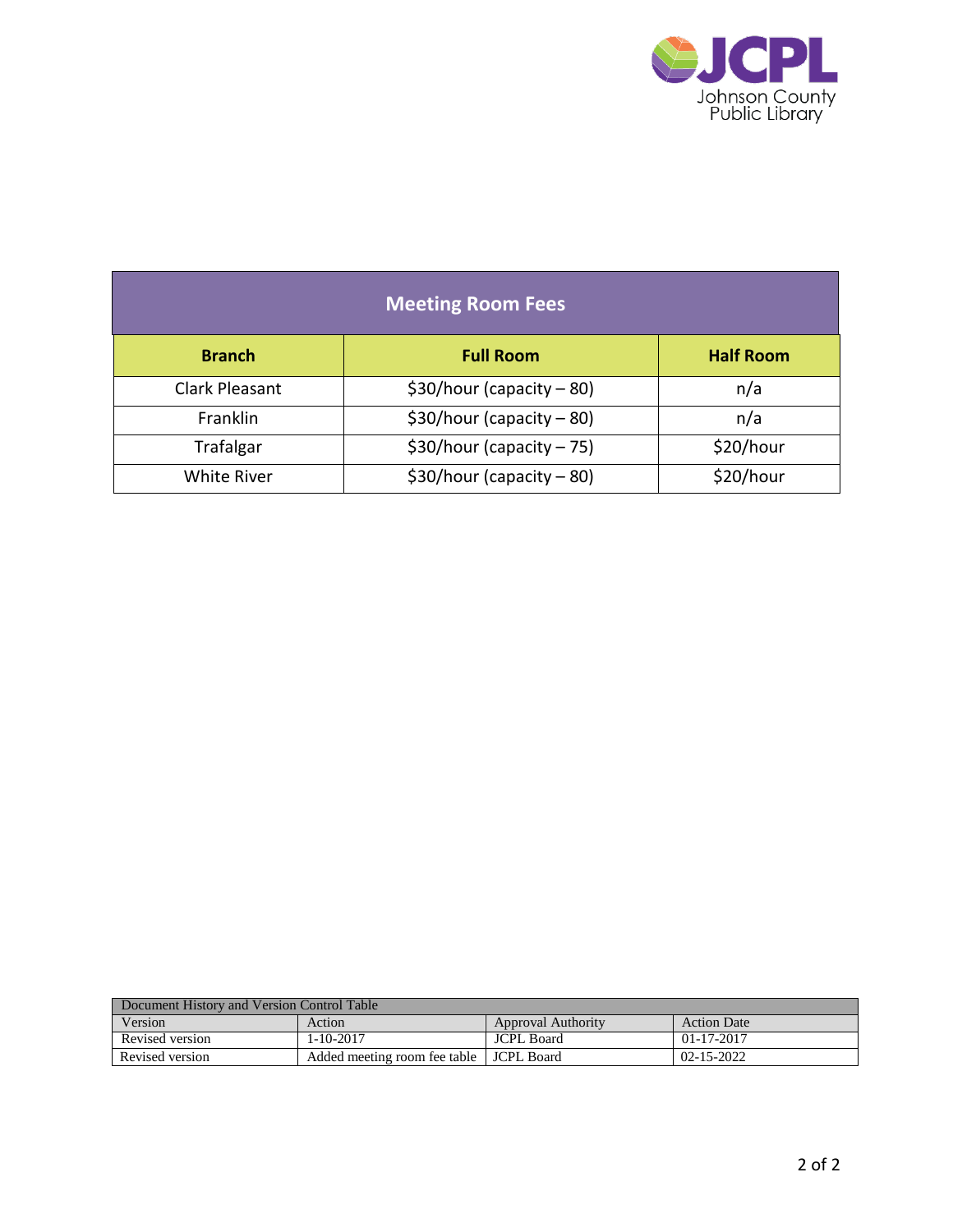| Meeting Room Fees | | |
|---|---|---|
| **Branch** | **Full Room** | **Half Room** |
| Clark Pleasant | $30/hour (capacity – 80) | n/a |
| Franklin | $30/hour (capacity – 80) | n/a |
| Trafalgar | $30/hour (capacity – 75) | $20/hour |
| White River | $30/hour (capacity – 80) | $20/hour |

| Document History and Version Control Table | | | |
|---|---|---|---|
| Version | Action | Approval Authority | Action Date |
| Revised version | 1-10-2017 | JCPL Board | 01-17-2017 |
| Revised version | Added meeting room fee table | JCPL Board | 02-15-2022 |